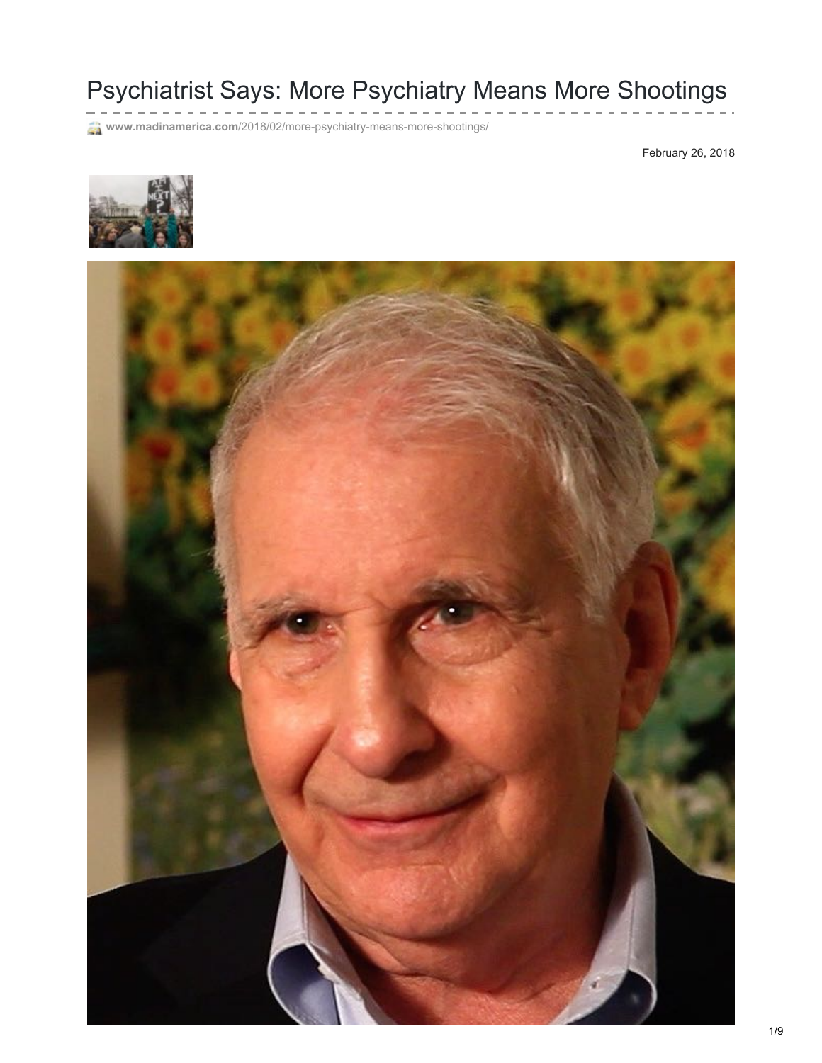# Psychiatrist Says: More Psychiatry Means More Shootings

www.madinamerica.com/2018/02/more-psychiatry-means-more-shootings/

February 26, 2018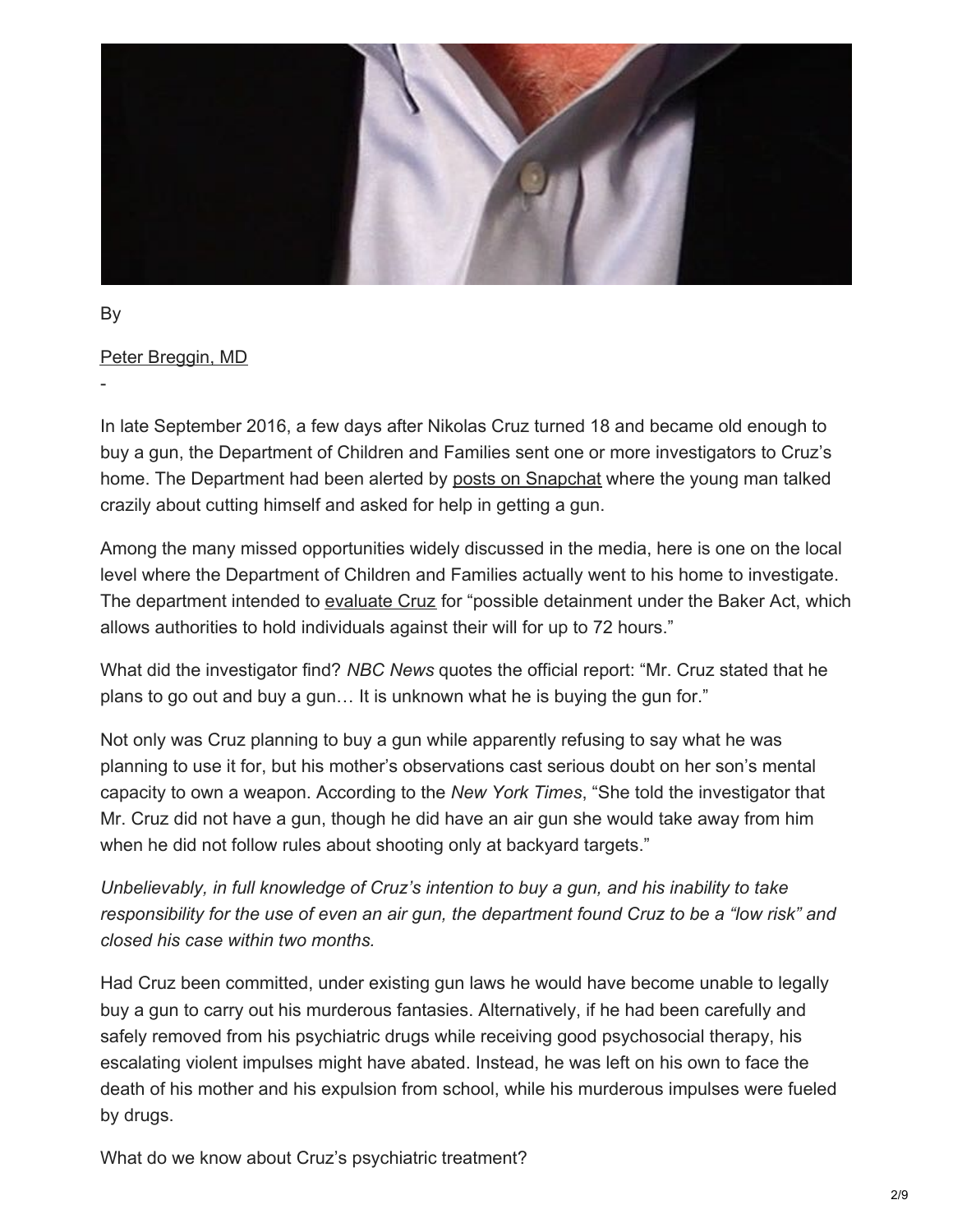By

Peter Breggin, MD

-

In late September 2016, a few days after Nikolas Cruz turned 18 and became old enough to buy a gun, the Department of Children and Families sent one or more investigators to Cruz's home. The Department had been alerted by posts on Snapchat where the young man talked crazily about cutting himself and asked for help in getting a gun.

Among the many missed opportunities widely discussed in the media, here is one on the local level where the Department of Children and Families actually went to his home to investigate. The department intended to evaluate Cruz for "possible detainment under the Baker Act, which allows authorities to hold individuals against their will for up to 72 hours."

What did the investigator find? *NBC News* quotes the official report: "Mr. Cruz stated that he plans to go out and buy a gun… It is unknown what he is buying the gun for."

Not only was Cruz planning to buy a gun while apparently refusing to say what he was planning to use it for, but his mother's observations cast serious doubt on her son's mental capacity to own a weapon. According to the *New York Times*, "She told the investigator that Mr. Cruz did not have a gun, though he did have an air gun she would take away from him when he did not follow rules about shooting only at backyard targets."

*Unbelievably, in full knowledge of Cruz's intention to buy a gun, and his inability to take responsibility for the use of even an air gun, the department found Cruz to be a "low risk" and closed his case within two months.*

Had Cruz been committed, under existing gun laws he would have become unable to legally buy a gun to carry out his murderous fantasies. Alternatively, if he had been carefully and safely removed from his psychiatric drugs while receiving good psychosocial therapy, his escalating violent impulses might have abated. Instead, he was left on his own to face the death of his mother and his expulsion from school, while his murderous impulses were fueled by drugs.

What do we know about Cruz's psychiatric treatment?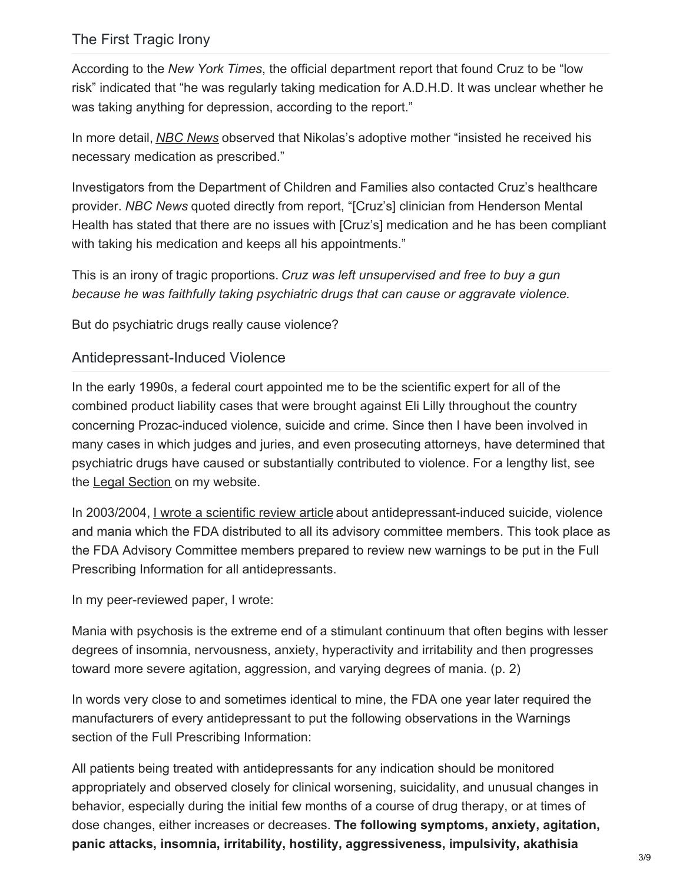## The First Tragic Irony

According to the *New York Times*, the official department report that found Cruz to be "low risk" indicated that "he was regularly taking medication for A.D.H.D. It was unclear whether he was taking anything for depression, according to the report."

In more detail, *NBC News* observed that Nikolas's adoptive mother "insisted he received his necessary medication as prescribed."

Investigators from the Department of Children and Families also contacted Cruz's healthcare provider. *NBC News* quoted directly from report, "[Cruz's] clinician from Henderson Mental Health has stated that there are no issues with [Cruz's] medication and he has been compliant with taking his medication and keeps all his appointments."

This is an irony of tragic proportions. *Cruz was left unsupervised and free to buy a gun because he was faithfully taking psychiatric drugs that can cause or aggravate violence.*

But do psychiatric drugs really cause violence?

## Antidepressant-Induced Violence

In the early 1990s, a federal court appointed me to be the scientific expert for all of the combined product liability cases that were brought against Eli Lilly throughout the country concerning Prozac-induced violence, suicide and crime. Since then I have been involved in many cases in which judges and juries, and even prosecuting attorneys, have determined that psychiatric drugs have caused or substantially contributed to violence. For a lengthy list, see the Legal Section on my website.

In 2003/2004, I wrote a scientific review article about antidepressant-induced suicide, violence and mania which the FDA distributed to all its advisory committee members. This took place as the FDA Advisory Committee members prepared to review new warnings to be put in the Full Prescribing Information for all antidepressants.

In my peer-reviewed paper, I wrote:

Mania with psychosis is the extreme end of a stimulant continuum that often begins with lesser degrees of insomnia, nervousness, anxiety, hyperactivity and irritability and then progresses toward more severe agitation, aggression, and varying degrees of mania. (p. 2)

In words very close to and sometimes identical to mine, the FDA one year later required the manufacturers of every antidepressant to put the following observations in the Warnings section of the Full Prescribing Information:

All patients being treated with antidepressants for any indication should be monitored appropriately and observed closely for clinical worsening, suicidality, and unusual changes in behavior, especially during the initial few months of a course of drug therapy, or at times of dose changes, either increases or decreases. **The following symptoms, anxiety, agitation, panic attacks, insomnia, irritability, hostility, aggressiveness, impulsivity, akathisia**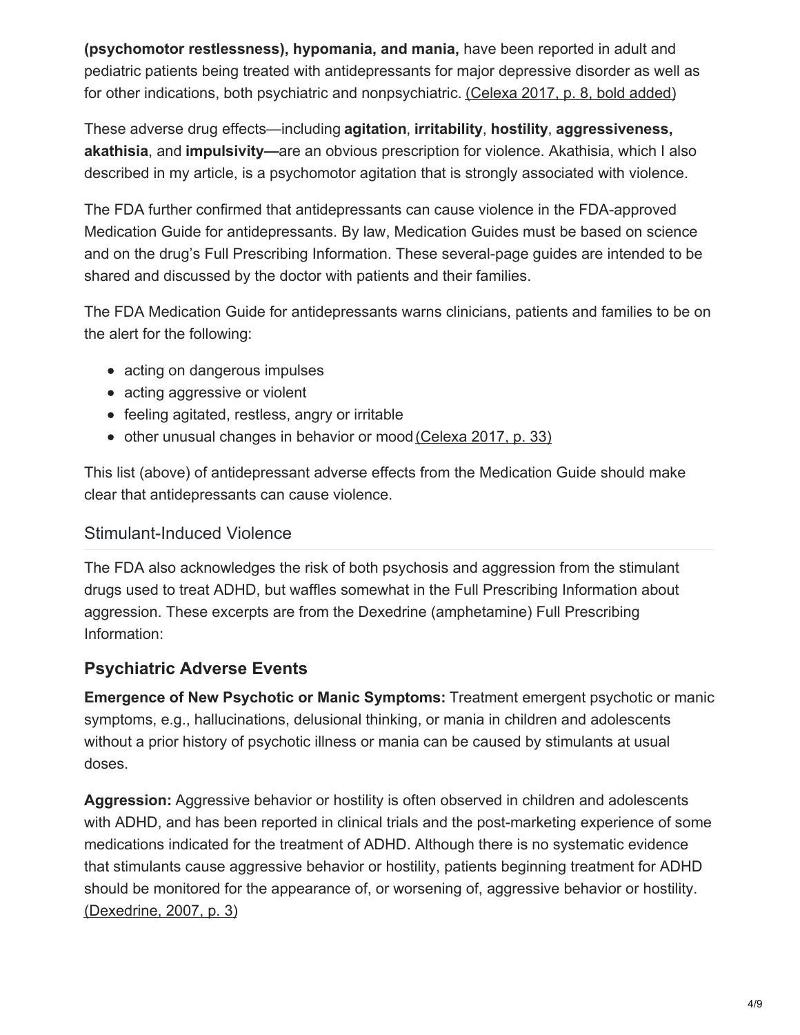**(psychomotor restlessness), hypomania, and mania,** have been reported in adult and pediatric patients being treated with antidepressants for major depressive disorder as well as for other indications, both psychiatric and nonpsychiatric. (Celexa 2017, p. 8, bold added)

These adverse drug effects—including **agitation**, **irritability**, **hostility**, **aggressiveness, akathisia**, and **impulsivity—**are an obvious prescription for violence. Akathisia, which I also described in my article, is a psychomotor agitation that is strongly associated with violence.

The FDA further confirmed that antidepressants can cause violence in the FDA-approved Medication Guide for antidepressants. By law, Medication Guides must be based on science and on the drug's Full Prescribing Information. These several-page guides are intended to be shared and discussed by the doctor with patients and their families.

The FDA Medication Guide for antidepressants warns clinicians, patients and families to be on the alert for the following:

- acting on dangerous impulses
- acting aggressive or violent
- feeling agitated, restless, angry or irritable
- other unusual changes in behavior or mood (Celexa 2017, p. 33)

This list (above) of antidepressant adverse effects from the Medication Guide should make clear that antidepressants can cause violence.

## Stimulant-Induced Violence

The FDA also acknowledges the risk of both psychosis and aggression from the stimulant drugs used to treat ADHD, but waffles somewhat in the Full Prescribing Information about aggression. These excerpts are from the Dexedrine (amphetamine) Full Prescribing Information:

### Psychiatric Adverse Events

**Emergence of New Psychotic or Manic Symptoms:** Treatment emergent psychotic or manic symptoms, e.g., hallucinations, delusional thinking, or mania in children and adolescents without a prior history of psychotic illness or mania can be caused by stimulants at usual doses.

**Aggression:** Aggressive behavior or hostility is often observed in children and adolescents with ADHD, and has been reported in clinical trials and the post-marketing experience of some medications indicated for the treatment of ADHD. Although there is no systematic evidence that stimulants cause aggressive behavior or hostility, patients beginning treatment for ADHD should be monitored for the appearance of, or worsening of, aggressive behavior or hostility. (Dexedrine, 2007, p. 3)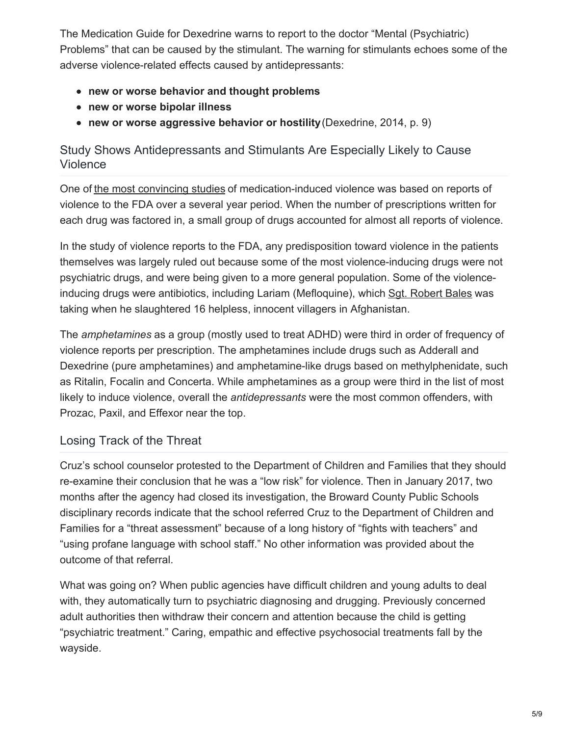The Medication Guide for Dexedrine warns to report to the doctor "Mental (Psychiatric) Problems" that can be caused by the stimulant. The warning for stimulants echoes some of the adverse violence-related effects caused by antidepressants:

- **new or worse behavior and thought problems**
- **new or worse bipolar illness**
- **new or worse aggressive behavior or hostility** (Dexedrine, 2014, p. 9)

## Study Shows Antidepressants and Stimulants Are Especially Likely to Cause Violence

One of the most convincing studies of medication-induced violence was based on reports of violence to the FDA over a several year period. When the number of prescriptions written for each drug was factored in, a small group of drugs accounted for almost all reports of violence.

In the study of violence reports to the FDA, any predisposition toward violence in the patients themselves was largely ruled out because some of the most violence-inducing drugs were not psychiatric drugs, and were being given to a more general population. Some of the violence-inducing drugs were antibiotics, including Lariam (Mefloquine), which Sgt. Robert Bales was taking when he slaughtered 16 helpless, innocent villagers in Afghanistan.

The *amphetamines* as a group (mostly used to treat ADHD) were third in order of frequency of violence reports per prescription. The amphetamines include drugs such as Adderall and Dexedrine (pure amphetamines) and amphetamine-like drugs based on methylphenidate, such as Ritalin, Focalin and Concerta. While amphetamines as a group were third in the list of most likely to induce violence, overall the *antidepressants* were the most common offenders, with Prozac, Paxil, and Effexor near the top.

## Losing Track of the Threat

Cruz's school counselor protested to the Department of Children and Families that they should re-examine their conclusion that he was a "low risk" for violence. Then in January 2017, two months after the agency had closed its investigation, the Broward County Public Schools disciplinary records indicate that the school referred Cruz to the Department of Children and Families for a "threat assessment" because of a long history of "fights with teachers" and "using profane language with school staff." No other information was provided about the outcome of that referral.

What was going on? When public agencies have difficult children and young adults to deal with, they automatically turn to psychiatric diagnosing and drugging. Previously concerned adult authorities then withdraw their concern and attention because the child is getting "psychiatric treatment." Caring, empathic and effective psychosocial treatments fall by the wayside.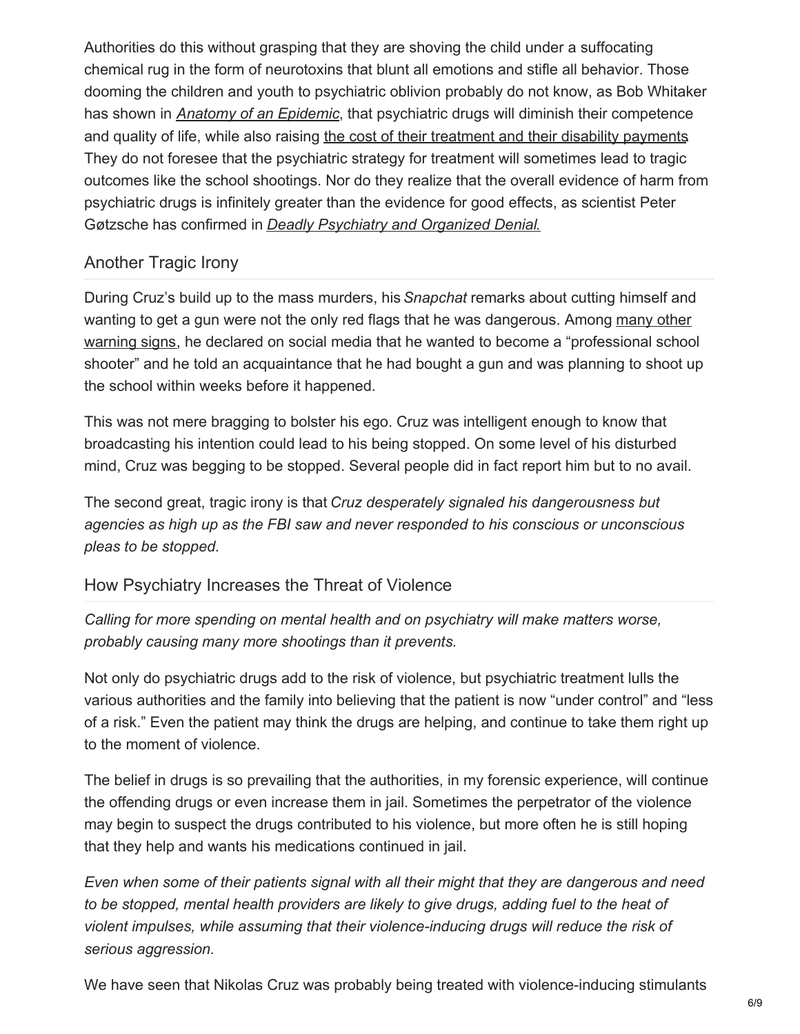Authorities do this without grasping that they are shoving the child under a suffocating chemical rug in the form of neurotoxins that blunt all emotions and stifle all behavior. Those dooming the children and youth to psychiatric oblivion probably do not know, as Bob Whitaker has shown in *Anatomy of an Epidemic*, that psychiatric drugs will diminish their competence and quality of life, while also raising the cost of their treatment and their disability payments. They do not foresee that the psychiatric strategy for treatment will sometimes lead to tragic outcomes like the school shootings. Nor do they realize that the overall evidence of harm from psychiatric drugs is infinitely greater than the evidence for good effects, as scientist Peter Gøtzsche has confirmed in *Deadly Psychiatry and Organized Denial.*

## Another Tragic Irony

During Cruz's build up to the mass murders, his *Snapchat* remarks about cutting himself and wanting to get a gun were not the only red flags that he was dangerous. Among many other warning signs, he declared on social media that he wanted to become a "professional school shooter" and he told an acquaintance that he had bought a gun and was planning to shoot up the school within weeks before it happened.

This was not mere bragging to bolster his ego. Cruz was intelligent enough to know that broadcasting his intention could lead to his being stopped. On some level of his disturbed mind, Cruz was begging to be stopped. Several people did in fact report him but to no avail.

The second great, tragic irony is that *Cruz desperately signaled his dangerousness but agencies as high up as the FBI saw and never responded to his conscious or unconscious pleas to be stopped.*

## How Psychiatry Increases the Threat of Violence

*Calling for more spending on mental health and on psychiatry will make matters worse, probably causing many more shootings than it prevents.*

Not only do psychiatric drugs add to the risk of violence, but psychiatric treatment lulls the various authorities and the family into believing that the patient is now "under control" and "less of a risk." Even the patient may think the drugs are helping, and continue to take them right up to the moment of violence.

The belief in drugs is so prevailing that the authorities, in my forensic experience, will continue the offending drugs or even increase them in jail. Sometimes the perpetrator of the violence may begin to suspect the drugs contributed to his violence, but more often he is still hoping that they help and wants his medications continued in jail.

*Even when some of their patients signal with all their might that they are dangerous and need to be stopped, mental health providers are likely to give drugs, adding fuel to the heat of violent impulses, while assuming that their violence-inducing drugs will reduce the risk of serious aggression.*

We have seen that Nikolas Cruz was probably being treated with violence-inducing stimulants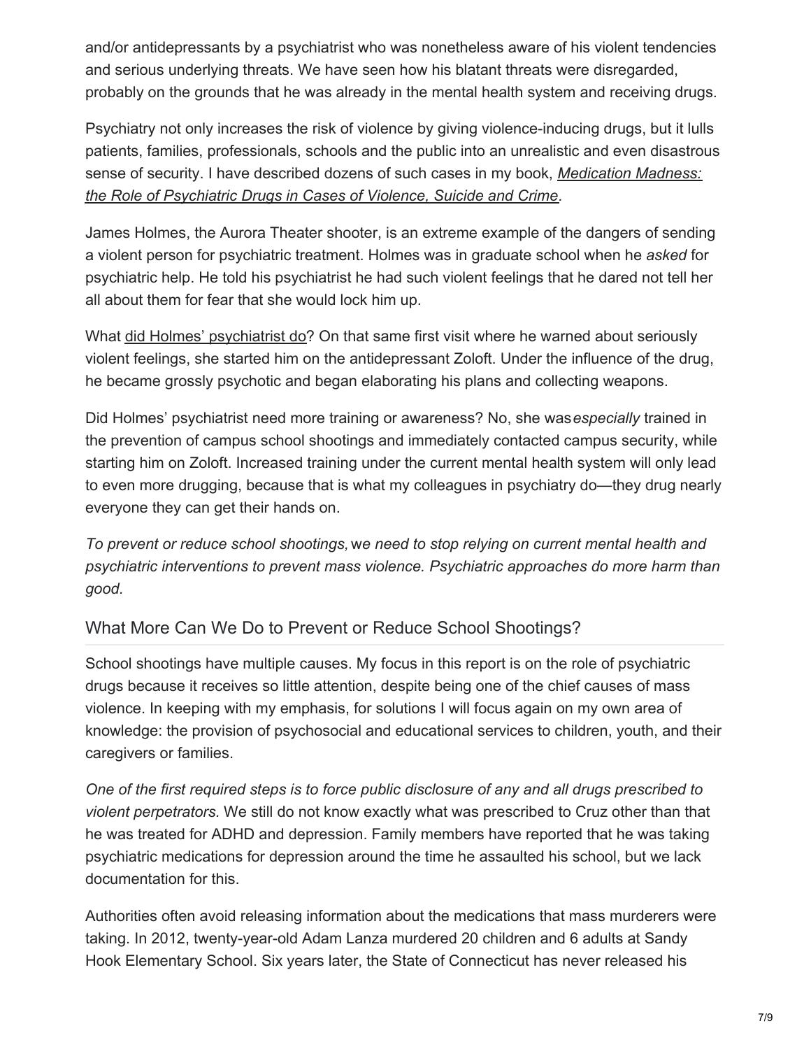and/or antidepressants by a psychiatrist who was nonetheless aware of his violent tendencies and serious underlying threats. We have seen how his blatant threats were disregarded, probably on the grounds that he was already in the mental health system and receiving drugs.

Psychiatry not only increases the risk of violence by giving violence-inducing drugs, but it lulls patients, families, professionals, schools and the public into an unrealistic and even disastrous sense of security. I have described dozens of such cases in my book, *Medication Madness: the Role of Psychiatric Drugs in Cases of Violence, Suicide and Crime*.

James Holmes, the Aurora Theater shooter, is an extreme example of the dangers of sending a violent person for psychiatric treatment. Holmes was in graduate school when he *asked* for psychiatric help. He told his psychiatrist he had such violent feelings that he dared not tell her all about them for fear that she would lock him up.

What did Holmes' psychiatrist do? On that same first visit where he warned about seriously violent feelings, she started him on the antidepressant Zoloft. Under the influence of the drug, he became grossly psychotic and began elaborating his plans and collecting weapons.

Did Holmes' psychiatrist need more training or awareness? No, she was *especially* trained in the prevention of campus school shootings and immediately contacted campus security, while starting him on Zoloft. Increased training under the current mental health system will only lead to even more drugging, because that is what my colleagues in psychiatry do—they drug nearly everyone they can get their hands on.

*To prevent or reduce school shootings,* w*e need to stop relying on current mental health and psychiatric interventions to prevent mass violence. Psychiatric approaches do more harm than good.*

## What More Can We Do to Prevent or Reduce School Shootings?

School shootings have multiple causes. My focus in this report is on the role of psychiatric drugs because it receives so little attention, despite being one of the chief causes of mass violence. In keeping with my emphasis, for solutions I will focus again on my own area of knowledge: the provision of psychosocial and educational services to children, youth, and their caregivers or families.

*One of the first required steps is to force public disclosure of any and all drugs prescribed to violent perpetrators.* We still do not know exactly what was prescribed to Cruz other than that he was treated for ADHD and depression. Family members have reported that he was taking psychiatric medications for depression around the time he assaulted his school, but we lack documentation for this.

Authorities often avoid releasing information about the medications that mass murderers were taking. In 2012, twenty-year-old Adam Lanza murdered 20 children and 6 adults at Sandy Hook Elementary School. Six years later, the State of Connecticut has never released his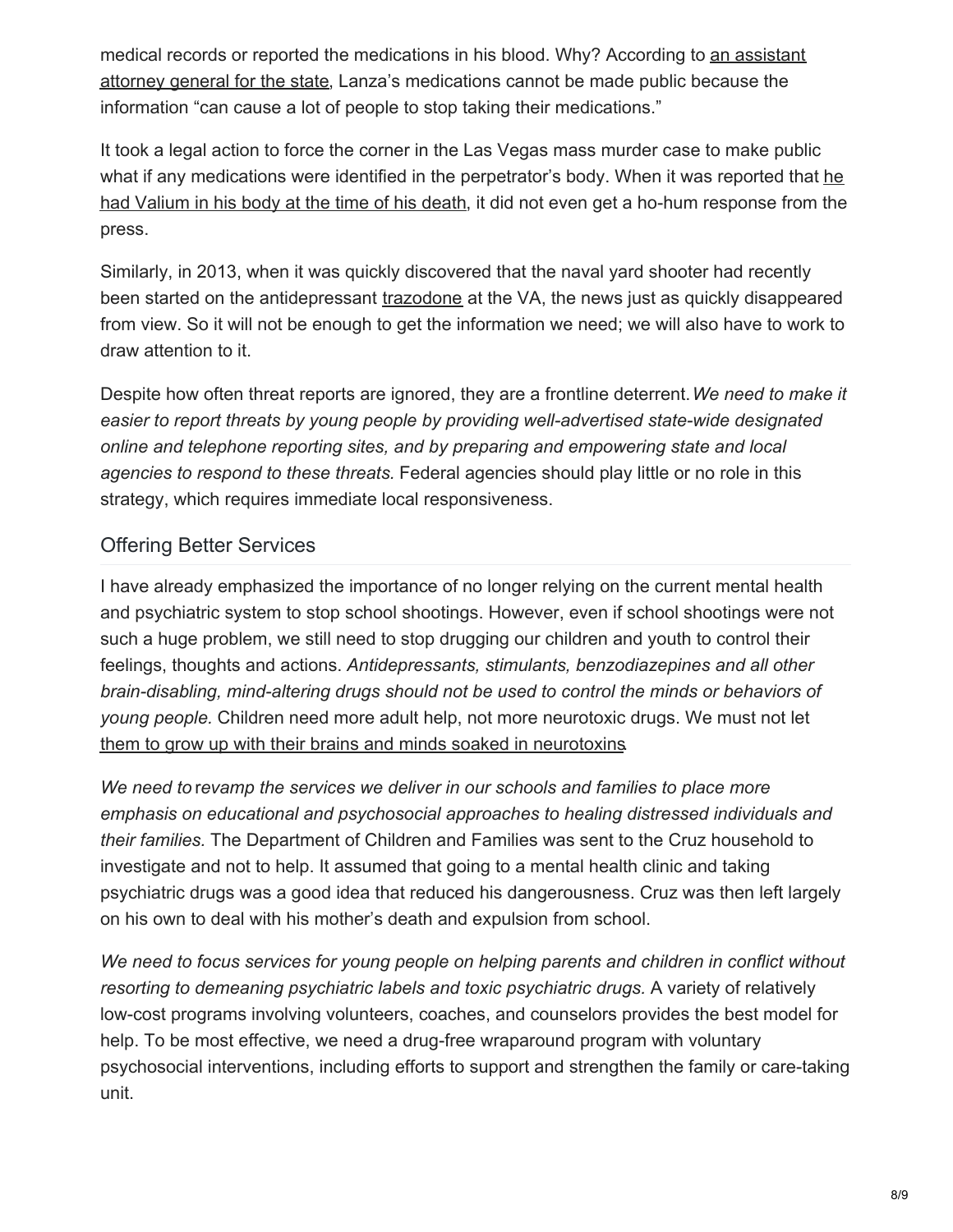medical records or reported the medications in his blood. Why? According to an assistant attorney general for the state, Lanza's medications cannot be made public because the information "can cause a lot of people to stop taking their medications."

It took a legal action to force the corner in the Las Vegas mass murder case to make public what if any medications were identified in the perpetrator's body. When it was reported that he had Valium in his body at the time of his death, it did not even get a ho-hum response from the press.

Similarly, in 2013, when it was quickly discovered that the naval yard shooter had recently been started on the antidepressant trazodone at the VA, the news just as quickly disappeared from view. So it will not be enough to get the information we need; we will also have to work to draw attention to it.

Despite how often threat reports are ignored, they are a frontline deterrent. *We need to make it easier to report threats by young people by providing well-advertised state-wide designated online and telephone reporting sites, and by preparing and empowering state and local agencies to respond to these threats.* Federal agencies should play little or no role in this strategy, which requires immediate local responsiveness.

## Offering Better Services

I have already emphasized the importance of no longer relying on the current mental health and psychiatric system to stop school shootings. However, even if school shootings were not such a huge problem, we still need to stop drugging our children and youth to control their feelings, thoughts and actions. *Antidepressants, stimulants, benzodiazepines and all other brain-disabling, mind-altering drugs should not be used to control the minds or behaviors of young people.* Children need more adult help, not more neurotoxic drugs. We must not let them to grow up with their brains and minds soaked in neurotoxins.

*We need to revamp the services we deliver in our schools and families to place more emphasis on educational and psychosocial approaches to healing distressed individuals and their families.* The Department of Children and Families was sent to the Cruz household to investigate and not to help. It assumed that going to a mental health clinic and taking psychiatric drugs was a good idea that reduced his dangerousness. Cruz was then left largely on his own to deal with his mother's death and expulsion from school.

*We need to focus services for young people on helping parents and children in conflict without resorting to demeaning psychiatric labels and toxic psychiatric drugs.* A variety of relatively low-cost programs involving volunteers, coaches, and counselors provides the best model for help. To be most effective, we need a drug-free wraparound program with voluntary psychosocial interventions, including efforts to support and strengthen the family or care-taking unit.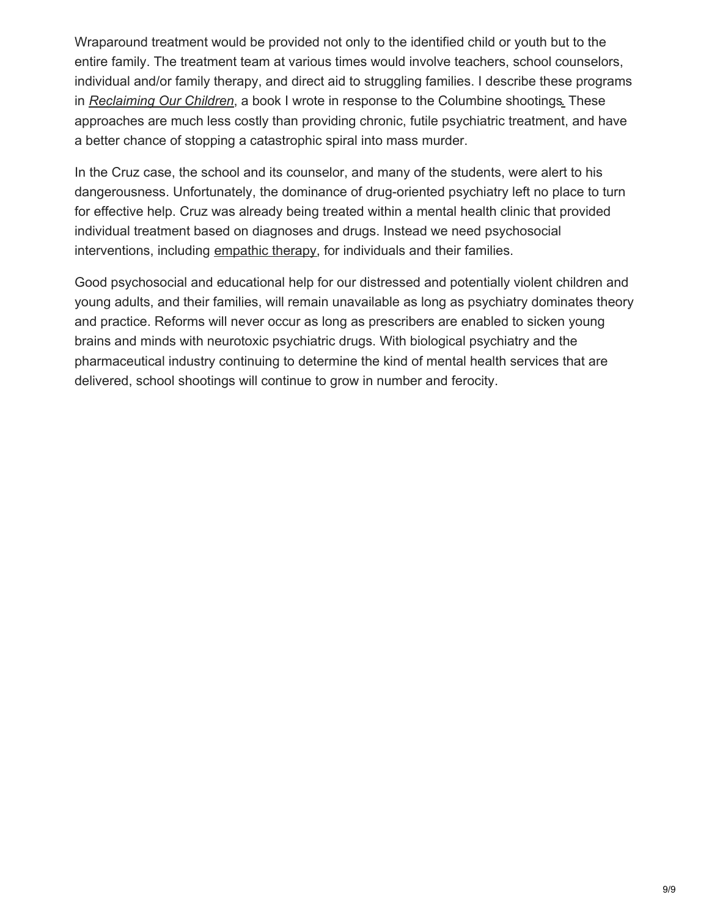Wraparound treatment would be provided not only to the identified child or youth but to the entire family. The treatment team at various times would involve teachers, school counselors, individual and/or family therapy, and direct aid to struggling families. I describe these programs in *Reclaiming Our Children*, a book I wrote in response to the Columbine shootings. These approaches are much less costly than providing chronic, futile psychiatric treatment, and have a better chance of stopping a catastrophic spiral into mass murder.

In the Cruz case, the school and its counselor, and many of the students, were alert to his dangerousness. Unfortunately, the dominance of drug-oriented psychiatry left no place to turn for effective help. Cruz was already being treated within a mental health clinic that provided individual treatment based on diagnoses and drugs. Instead we need psychosocial interventions, including empathic therapy, for individuals and their families.

Good psychosocial and educational help for our distressed and potentially violent children and young adults, and their families, will remain unavailable as long as psychiatry dominates theory and practice. Reforms will never occur as long as prescribers are enabled to sicken young brains and minds with neurotoxic psychiatric drugs. With biological psychiatry and the pharmaceutical industry continuing to determine the kind of mental health services that are delivered, school shootings will continue to grow in number and ferocity.